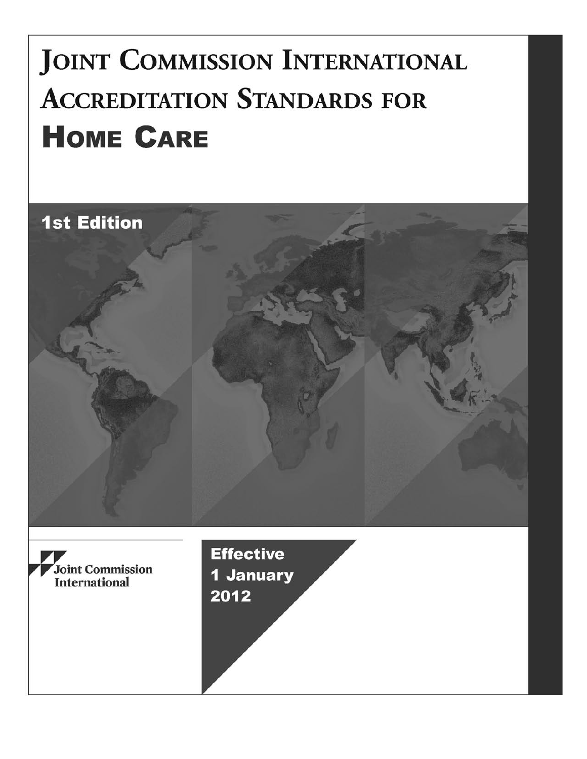# Joint Commission International Accreditation Standards for Home Care

**1st Edition**

Joint Commission International

**Effective 1 January 2012**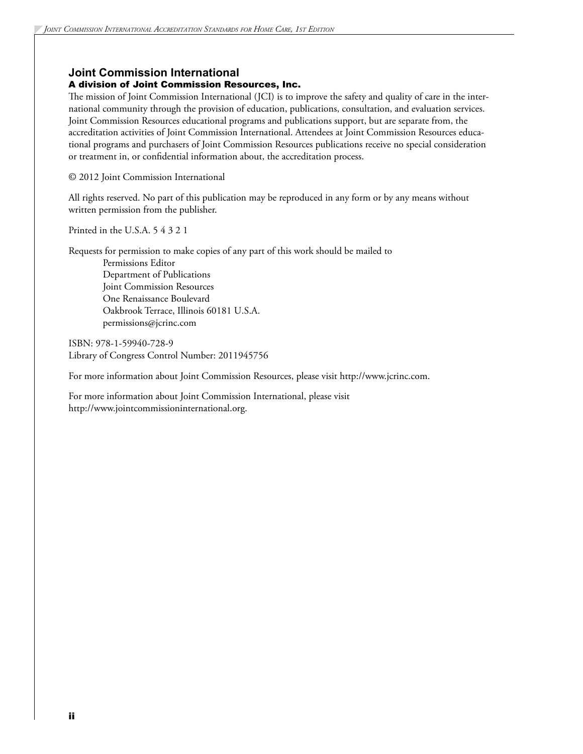## Joint Commission International

### A division of Joint Commission Resources, Inc.

The mission of Joint Commission International (JCI) is to improve the safety and quality of care in the international community through the provision of education, publications, consultation, and evaluation services. Joint Commission Resources educational programs and publications support, but are separate from, the accreditation activities of Joint Commission International. Attendees at Joint Commission Resources educational programs and purchasers of Joint Commission Resources publications receive no special consideration or treatment in, or confidential information about, the accreditation process.

© 2012 Joint Commission International

All rights reserved. No part of this publication may be reproduced in any form or by any means without written permission from the publisher.

Printed in the U.S.A. 5 4 3 2 1

Requests for permission to make copies of any part of this work should be mailed to

Permissions Editor
Department of Publications
Joint Commission Resources
One Renaissance Boulevard
Oakbrook Terrace, Illinois 60181 U.S.A.
permissions@jcrinc.com

ISBN: 978-1-59940-728-9
Library of Congress Control Number: 2011945756

For more information about Joint Commission Resources, please visit http://www.jcrinc.com.

For more information about Joint Commission International, please visit http://www.jointcommissioninternational.org.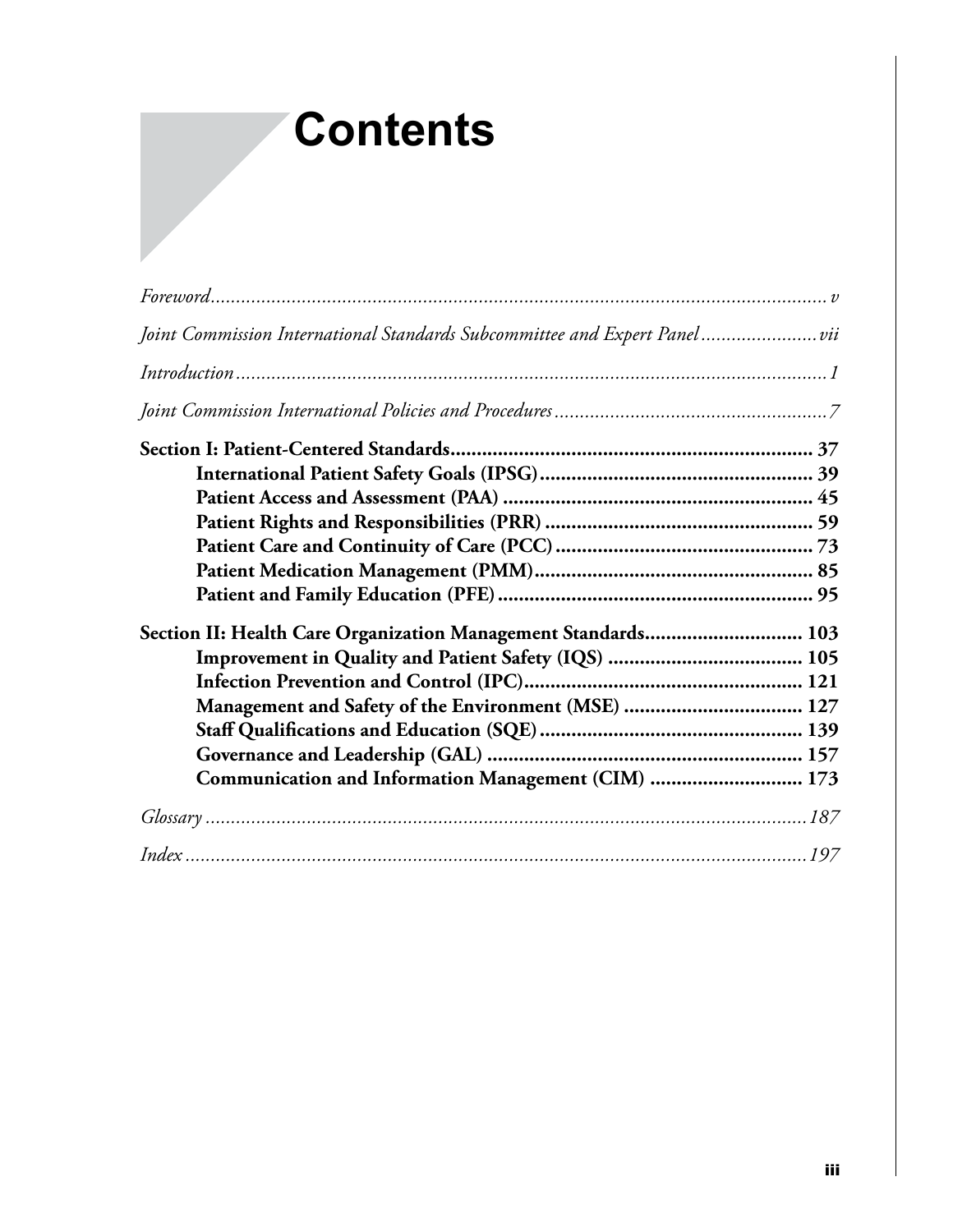# Contents

*Foreword* ........................................................ *v*

*Joint Commission International Standards Subcommittee and Expert Panel* ........................ *vii*

*Introduction* ........................................................ *1*

*Joint Commission International Policies and Procedures* ........................................................ *7*

**Section I: Patient-Centered Standards** ........................................................ **37**

- **International Patient Safety Goals (IPSG)** ........................................................ **39**
- **Patient Access and Assessment (PAA)** ........................................................ **45**
- **Patient Rights and Responsibilities (PRR)** ........................................................ **59**
- **Patient Care and Continuity of Care (PCC)** ........................................................ **73**
- **Patient Medication Management (PMM)** ........................................................ **85**
- **Patient and Family Education (PFE)** ........................................................ **95**

**Section II: Health Care Organization Management Standards** ........................................................ **103**

- **Improvement in Quality and Patient Safety (IQS)** ........................................................ **105**
- **Infection Prevention and Control (IPC)** ........................................................ **121**
- **Management and Safety of the Environment (MSE)** ........................................................ **127**
- **Staff Qualifications and Education (SQE)** ........................................................ **139**
- **Governance and Leadership (GAL)** ........................................................ **157**
- **Communication and Information Management (CIM)** ........................................................ **173**

*Glossary* ........................................................ *187*

*Index* ........................................................ *197*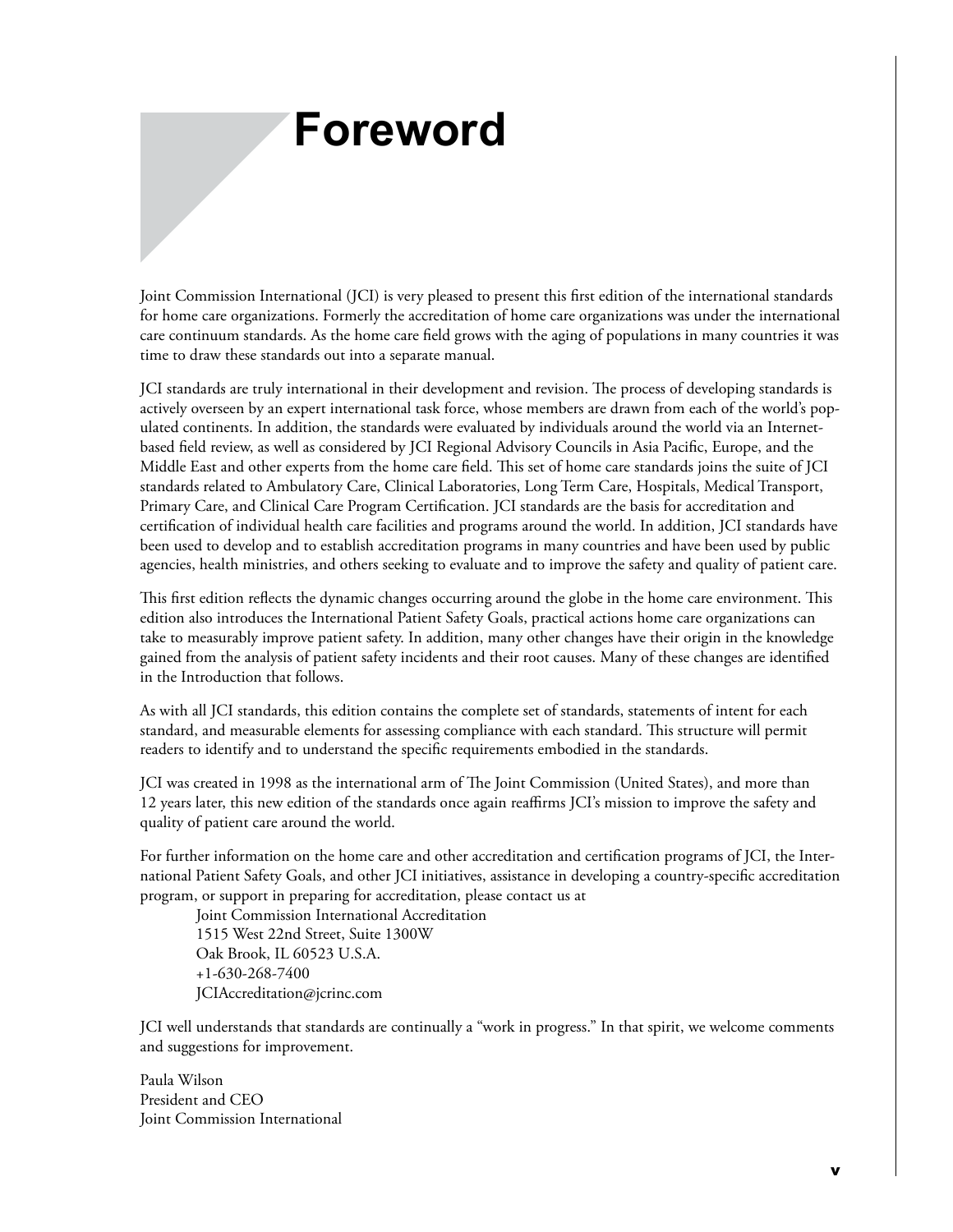# Foreword

Joint Commission International (JCI) is very pleased to present this first edition of the international standards for home care organizations. Formerly the accreditation of home care organizations was under the international care continuum standards. As the home care field grows with the aging of populations in many countries it was time to draw these standards out into a separate manual.

JCI standards are truly international in their development and revision. The process of developing standards is actively overseen by an expert international task force, whose members are drawn from each of the world's populated continents. In addition, the standards were evaluated by individuals around the world via an Internet-based field review, as well as considered by JCI Regional Advisory Councils in Asia Pacific, Europe, and the Middle East and other experts from the home care field. This set of home care standards joins the suite of JCI standards related to Ambulatory Care, Clinical Laboratories, Long Term Care, Hospitals, Medical Transport, Primary Care, and Clinical Care Program Certification. JCI standards are the basis for accreditation and certification of individual health care facilities and programs around the world. In addition, JCI standards have been used to develop and to establish accreditation programs in many countries and have been used by public agencies, health ministries, and others seeking to evaluate and to improve the safety and quality of patient care.

This first edition reflects the dynamic changes occurring around the globe in the home care environment. This edition also introduces the International Patient Safety Goals, practical actions home care organizations can take to measurably improve patient safety. In addition, many other changes have their origin in the knowledge gained from the analysis of patient safety incidents and their root causes. Many of these changes are identified in the Introduction that follows.

As with all JCI standards, this edition contains the complete set of standards, statements of intent for each standard, and measurable elements for assessing compliance with each standard. This structure will permit readers to identify and to understand the specific requirements embodied in the standards.

JCI was created in 1998 as the international arm of The Joint Commission (United States), and more than 12 years later, this new edition of the standards once again reaffirms JCI's mission to improve the safety and quality of patient care around the world.

For further information on the home care and other accreditation and certification programs of JCI, the International Patient Safety Goals, and other JCI initiatives, assistance in developing a country-specific accreditation program, or support in preparing for accreditation, please contact us at

Joint Commission International Accreditation
1515 West 22nd Street, Suite 1300W
Oak Brook, IL 60523 U.S.A.
+1-630-268-7400
JCIAccreditation@jcrinc.com

JCI well understands that standards are continually a "work in progress." In that spirit, we welcome comments and suggestions for improvement.

Paula Wilson
President and CEO
Joint Commission International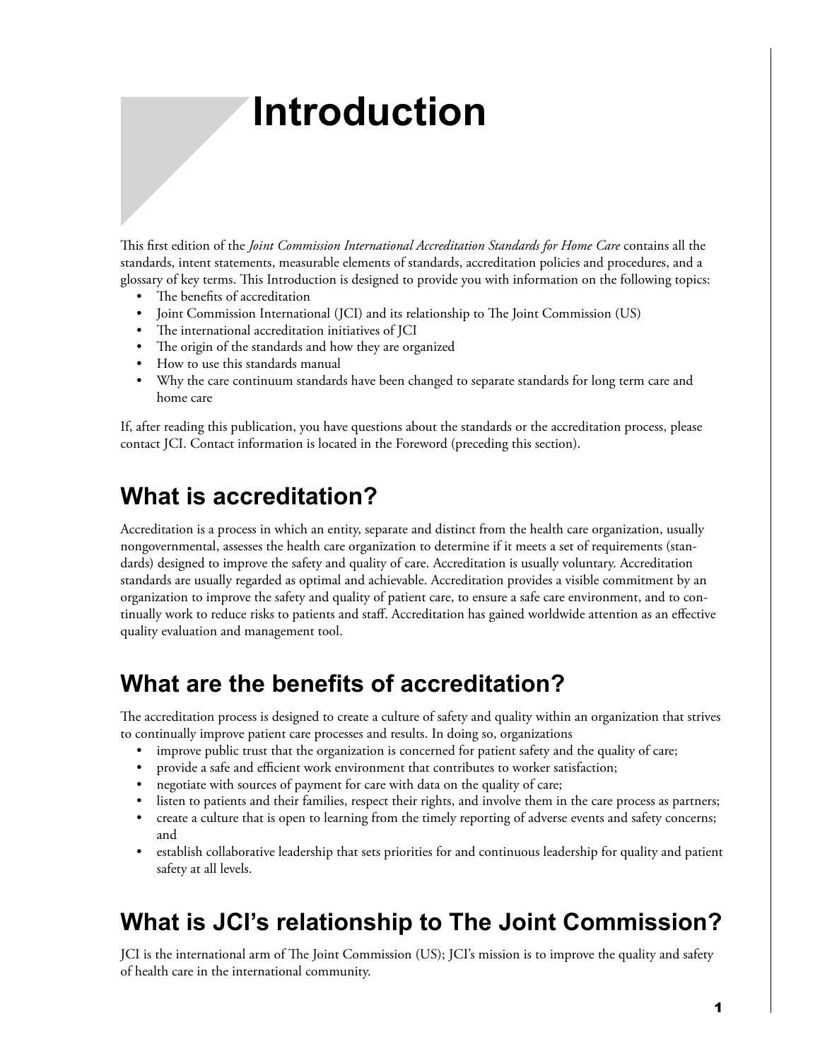# Introduction

This first edition of the *Joint Commission International Accreditation Standards for Home Care* contains all the standards, intent statements, measurable elements of standards, accreditation policies and procedures, and a glossary of key terms. This Introduction is designed to provide you with information on the following topics:

- The benefits of accreditation
- Joint Commission International (JCI) and its relationship to The Joint Commission (US)
- The international accreditation initiatives of JCI
- The origin of the standards and how they are organized
- How to use this standards manual
- Why the care continuum standards have been changed to separate standards for long term care and home care

If, after reading this publication, you have questions about the standards or the accreditation process, please contact JCI. Contact information is located in the Foreword (preceding this section).

## What is accreditation?

Accreditation is a process in which an entity, separate and distinct from the health care organization, usually nongovernmental, assesses the health care organization to determine if it meets a set of requirements (standards) designed to improve the safety and quality of care. Accreditation is usually voluntary. Accreditation standards are usually regarded as optimal and achievable. Accreditation provides a visible commitment by an organization to improve the safety and quality of patient care, to ensure a safe care environment, and to continually work to reduce risks to patients and staff. Accreditation has gained worldwide attention as an effective quality evaluation and management tool.

## What are the benefits of accreditation?

The accreditation process is designed to create a culture of safety and quality within an organization that strives to continually improve patient care processes and results. In doing so, organizations

- improve public trust that the organization is concerned for patient safety and the quality of care;
- provide a safe and efficient work environment that contributes to worker satisfaction;
- negotiate with sources of payment for care with data on the quality of care;
- listen to patients and their families, respect their rights, and involve them in the care process as partners;
- create a culture that is open to learning from the timely reporting of adverse events and safety concerns; and
- establish collaborative leadership that sets priorities for and continuous leadership for quality and patient safety at all levels.

## What is JCI's relationship to The Joint Commission?

JCI is the international arm of The Joint Commission (US); JCI's mission is to improve the quality and safety of health care in the international community.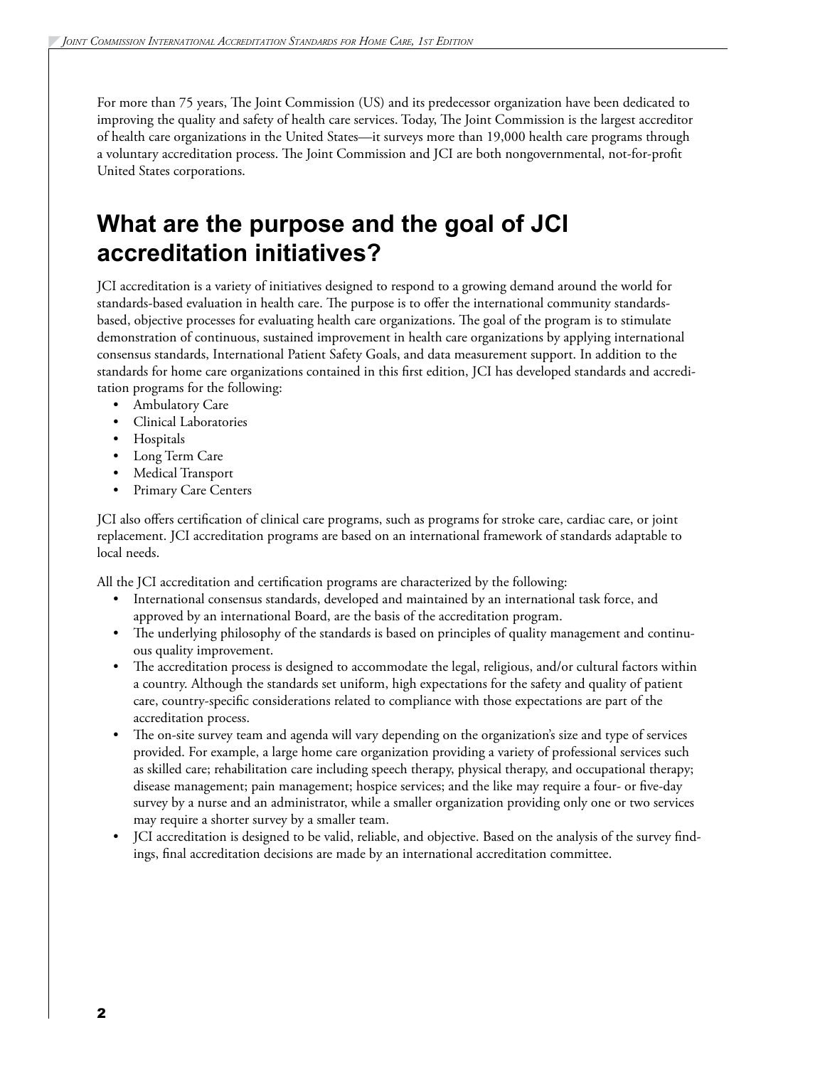For more than 75 years, The Joint Commission (US) and its predecessor organization have been dedicated to improving the quality and safety of health care services. Today, The Joint Commission is the largest accreditor of health care organizations in the United States—it surveys more than 19,000 health care programs through a voluntary accreditation process. The Joint Commission and JCI are both nongovernmental, not-for-profit United States corporations.

## What are the purpose and the goal of JCI accreditation initiatives?

JCI accreditation is a variety of initiatives designed to respond to a growing demand around the world for standards-based evaluation in health care. The purpose is to offer the international community standards-based, objective processes for evaluating health care organizations. The goal of the program is to stimulate demonstration of continuous, sustained improvement in health care organizations by applying international consensus standards, International Patient Safety Goals, and data measurement support. In addition to the standards for home care organizations contained in this first edition, JCI has developed standards and accreditation programs for the following:

- Ambulatory Care
- Clinical Laboratories
- Hospitals
- Long Term Care
- Medical Transport
- Primary Care Centers

JCI also offers certification of clinical care programs, such as programs for stroke care, cardiac care, or joint replacement. JCI accreditation programs are based on an international framework of standards adaptable to local needs.

All the JCI accreditation and certification programs are characterized by the following:

- International consensus standards, developed and maintained by an international task force, and approved by an international Board, are the basis of the accreditation program.
- The underlying philosophy of the standards is based on principles of quality management and continuous quality improvement.
- The accreditation process is designed to accommodate the legal, religious, and/or cultural factors within a country. Although the standards set uniform, high expectations for the safety and quality of patient care, country-specific considerations related to compliance with those expectations are part of the accreditation process.
- The on-site survey team and agenda will vary depending on the organization's size and type of services provided. For example, a large home care organization providing a variety of professional services such as skilled care; rehabilitation care including speech therapy, physical therapy, and occupational therapy; disease management; pain management; hospice services; and the like may require a four- or five-day survey by a nurse and an administrator, while a smaller organization providing only one or two services may require a shorter survey by a smaller team.
- JCI accreditation is designed to be valid, reliable, and objective. Based on the analysis of the survey findings, final accreditation decisions are made by an international accreditation committee.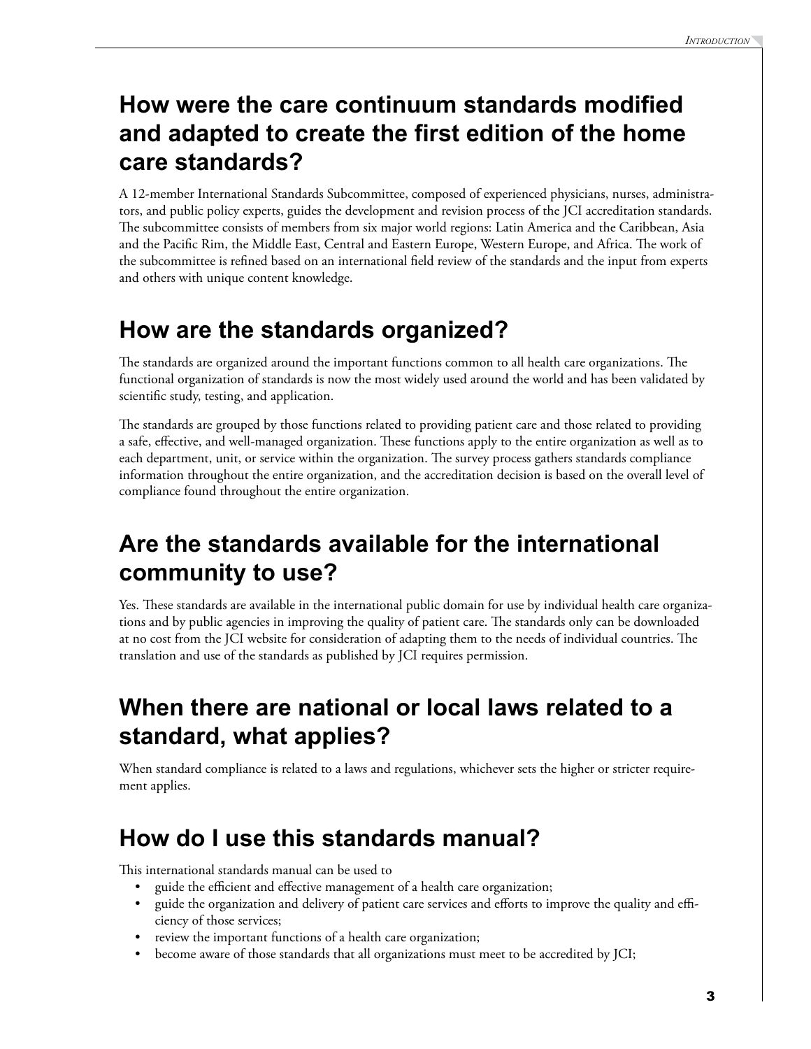## How were the care continuum standards modified and adapted to create the first edition of the home care standards?

A 12-member International Standards Subcommittee, composed of experienced physicians, nurses, administrators, and public policy experts, guides the development and revision process of the JCI accreditation standards. The subcommittee consists of members from six major world regions: Latin America and the Caribbean, Asia and the Pacific Rim, the Middle East, Central and Eastern Europe, Western Europe, and Africa. The work of the subcommittee is refined based on an international field review of the standards and the input from experts and others with unique content knowledge.

## How are the standards organized?

The standards are organized around the important functions common to all health care organizations. The functional organization of standards is now the most widely used around the world and has been validated by scientific study, testing, and application.

The standards are grouped by those functions related to providing patient care and those related to providing a safe, effective, and well-managed organization. These functions apply to the entire organization as well as to each department, unit, or service within the organization. The survey process gathers standards compliance information throughout the entire organization, and the accreditation decision is based on the overall level of compliance found throughout the entire organization.

## Are the standards available for the international community to use?

Yes. These standards are available in the international public domain for use by individual health care organizations and by public agencies in improving the quality of patient care. The standards only can be downloaded at no cost from the JCI website for consideration of adapting them to the needs of individual countries. The translation and use of the standards as published by JCI requires permission.

## When there are national or local laws related to a standard, what applies?

When standard compliance is related to a laws and regulations, whichever sets the higher or stricter requirement applies.

## How do I use this standards manual?

This international standards manual can be used to

- guide the efficient and effective management of a health care organization;
- guide the organization and delivery of patient care services and efforts to improve the quality and efficiency of those services;
- review the important functions of a health care organization;
- become aware of those standards that all organizations must meet to be accredited by JCI;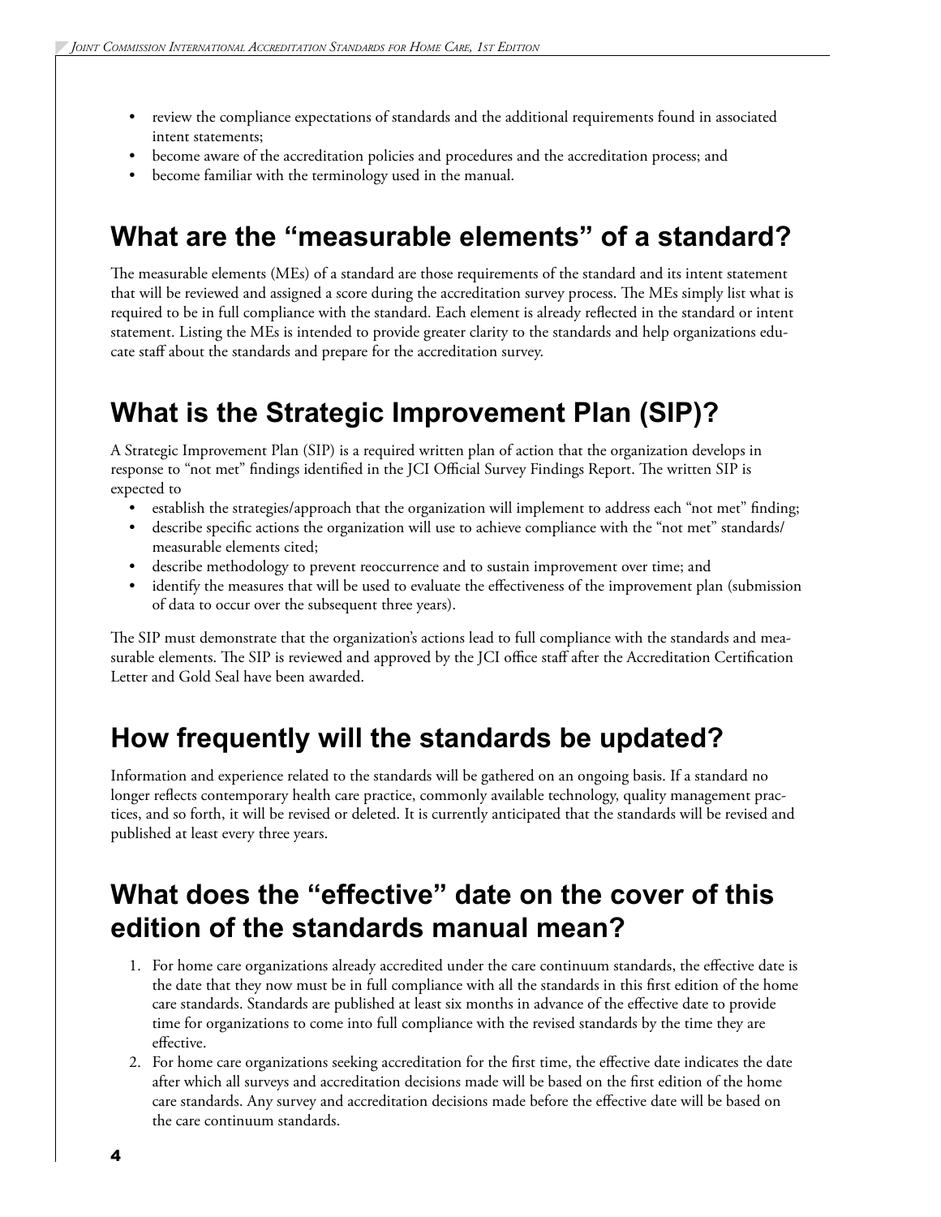- review the compliance expectations of standards and the additional requirements found in associated intent statements;
- become aware of the accreditation policies and procedures and the accreditation process; and
- become familiar with the terminology used in the manual.

## What are the "measurable elements" of a standard?

The measurable elements (MEs) of a standard are those requirements of the standard and its intent statement that will be reviewed and assigned a score during the accreditation survey process. The MEs simply list what is required to be in full compliance with the standard. Each element is already reflected in the standard or intent statement. Listing the MEs is intended to provide greater clarity to the standards and help organizations educate staff about the standards and prepare for the accreditation survey.

## What is the Strategic Improvement Plan (SIP)?

A Strategic Improvement Plan (SIP) is a required written plan of action that the organization develops in response to "not met" findings identified in the JCI Official Survey Findings Report. The written SIP is expected to

- establish the strategies/approach that the organization will implement to address each "not met" finding;
- describe specific actions the organization will use to achieve compliance with the "not met" standards/measurable elements cited;
- describe methodology to prevent reoccurrence and to sustain improvement over time; and
- identify the measures that will be used to evaluate the effectiveness of the improvement plan (submission of data to occur over the subsequent three years).

The SIP must demonstrate that the organization's actions lead to full compliance with the standards and measurable elements. The SIP is reviewed and approved by the JCI office staff after the Accreditation Certification Letter and Gold Seal have been awarded.

## How frequently will the standards be updated?

Information and experience related to the standards will be gathered on an ongoing basis. If a standard no longer reflects contemporary health care practice, commonly available technology, quality management practices, and so forth, it will be revised or deleted. It is currently anticipated that the standards will be revised and published at least every three years.

## What does the "effective" date on the cover of this edition of the standards manual mean?

1. For home care organizations already accredited under the care continuum standards, the effective date is the date that they now must be in full compliance with all the standards in this first edition of the home care standards. Standards are published at least six months in advance of the effective date to provide time for organizations to come into full compliance with the revised standards by the time they are effective.
2. For home care organizations seeking accreditation for the first time, the effective date indicates the date after which all surveys and accreditation decisions made will be based on the first edition of the home care standards. Any survey and accreditation decisions made before the effective date will be based on the care continuum standards.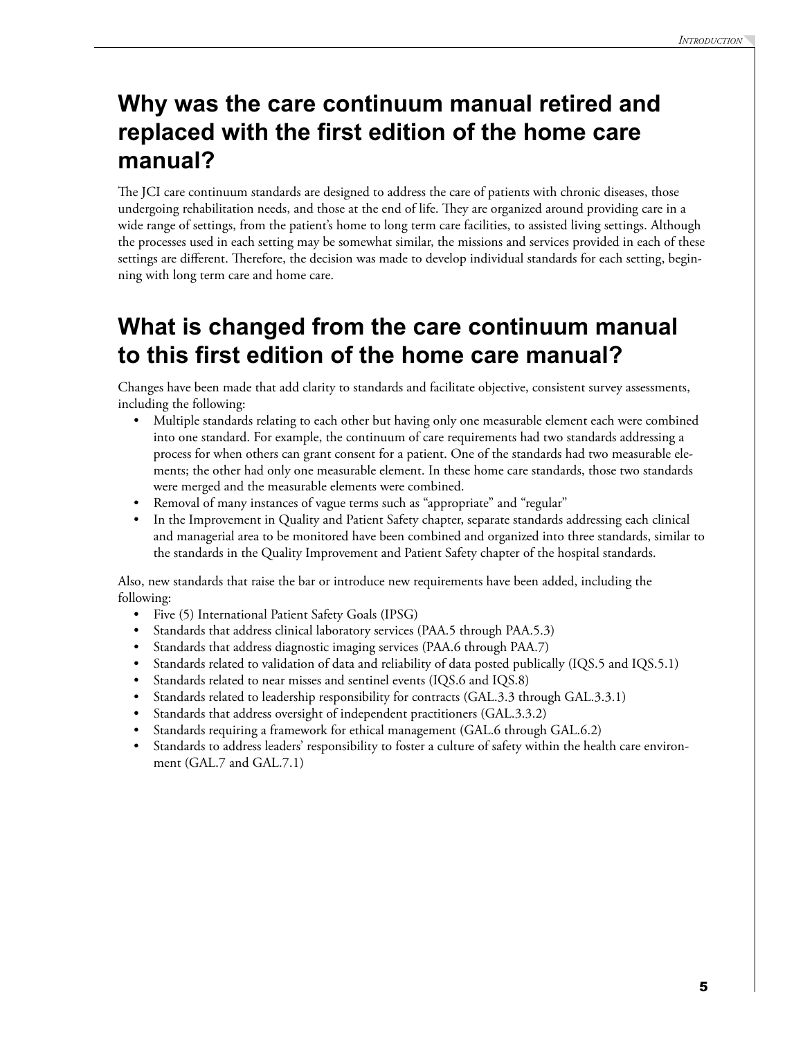## Why was the care continuum manual retired and replaced with the first edition of the home care manual?

The JCI care continuum standards are designed to address the care of patients with chronic diseases, those undergoing rehabilitation needs, and those at the end of life. They are organized around providing care in a wide range of settings, from the patient's home to long term care facilities, to assisted living settings. Although the processes used in each setting may be somewhat similar, the missions and services provided in each of these settings are different. Therefore, the decision was made to develop individual standards for each setting, beginning with long term care and home care.

## What is changed from the care continuum manual to this first edition of the home care manual?

Changes have been made that add clarity to standards and facilitate objective, consistent survey assessments, including the following:

- Multiple standards relating to each other but having only one measurable element each were combined into one standard. For example, the continuum of care requirements had two standards addressing a process for when others can grant consent for a patient. One of the standards had two measurable elements; the other had only one measurable element. In these home care standards, those two standards were merged and the measurable elements were combined.
- Removal of many instances of vague terms such as "appropriate" and "regular"
- In the Improvement in Quality and Patient Safety chapter, separate standards addressing each clinical and managerial area to be monitored have been combined and organized into three standards, similar to the standards in the Quality Improvement and Patient Safety chapter of the hospital standards.

Also, new standards that raise the bar or introduce new requirements have been added, including the following:

- Five (5) International Patient Safety Goals (IPSG)
- Standards that address clinical laboratory services (PAA.5 through PAA.5.3)
- Standards that address diagnostic imaging services (PAA.6 through PAA.7)
- Standards related to validation of data and reliability of data posted publically (IQS.5 and IQS.5.1)
- Standards related to near misses and sentinel events (IQS.6 and IQS.8)
- Standards related to leadership responsibility for contracts (GAL.3.3 through GAL.3.3.1)
- Standards that address oversight of independent practitioners (GAL.3.3.2)
- Standards requiring a framework for ethical management (GAL.6 through GAL.6.2)
- Standards to address leaders' responsibility to foster a culture of safety within the health care environment (GAL.7 and GAL.7.1)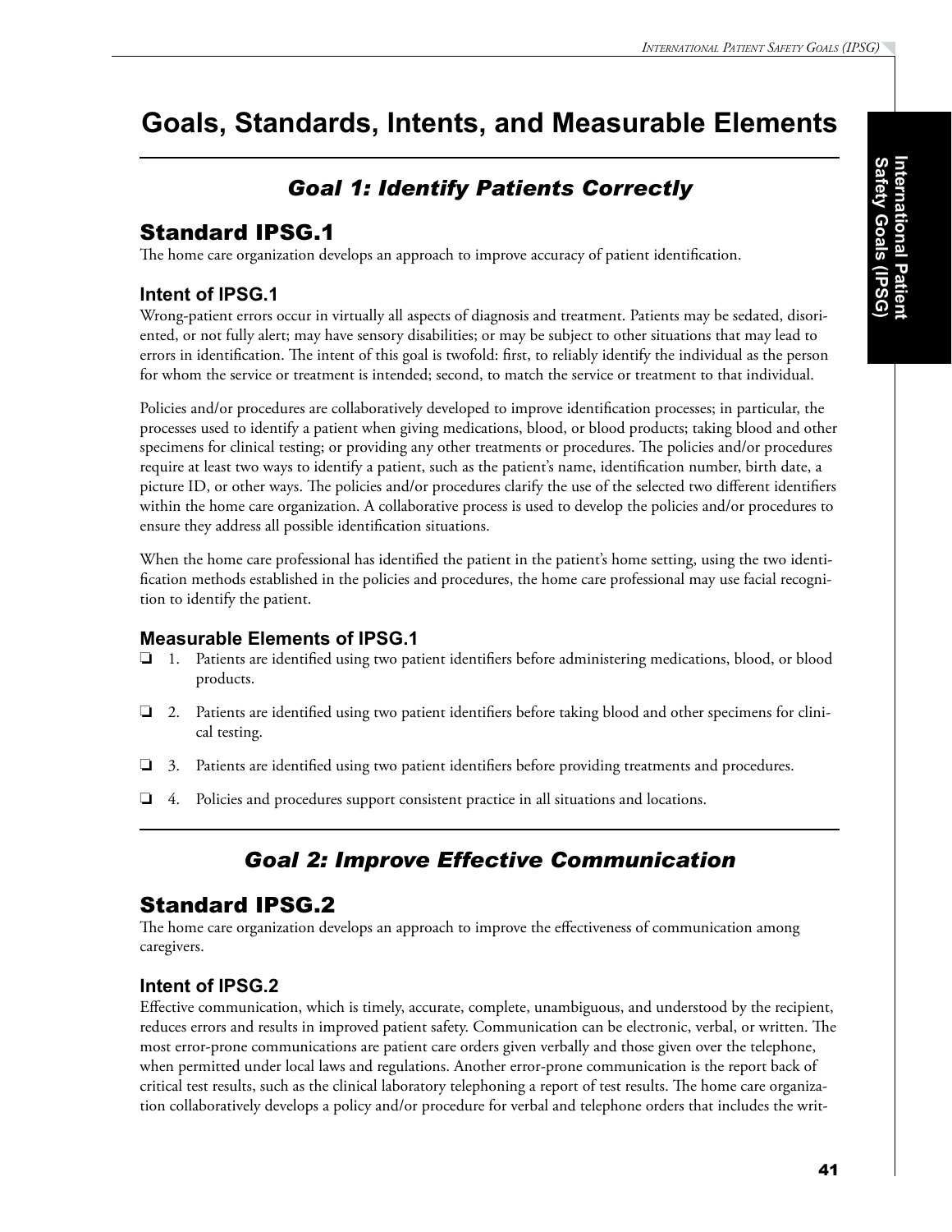# Goals, Standards, Intents, and Measurable Elements

## *Goal 1: Identify Patients Correctly*

## Standard IPSG.1

The home care organization develops an approach to improve accuracy of patient identification.

### Intent of IPSG.1

Wrong-patient errors occur in virtually all aspects of diagnosis and treatment. Patients may be sedated, disoriented, or not fully alert; may have sensory disabilities; or may be subject to other situations that may lead to errors in identification. The intent of this goal is twofold: first, to reliably identify the individual as the person for whom the service or treatment is intended; second, to match the service or treatment to that individual.

Policies and/or procedures are collaboratively developed to improve identification processes; in particular, the processes used to identify a patient when giving medications, blood, or blood products; taking blood and other specimens for clinical testing; or providing any other treatments or procedures. The policies and/or procedures require at least two ways to identify a patient, such as the patient's name, identification number, birth date, a picture ID, or other ways. The policies and/or procedures clarify the use of the selected two different identifiers within the home care organization. A collaborative process is used to develop the policies and/or procedures to ensure they address all possible identification situations.

When the home care professional has identified the patient in the patient's home setting, using the two identification methods established in the policies and procedures, the home care professional may use facial recognition to identify the patient.

### Measurable Elements of IPSG.1

- ❑ 1. Patients are identified using two patient identifiers before administering medications, blood, or blood products.
- ❑ 2. Patients are identified using two patient identifiers before taking blood and other specimens for clinical testing.
- ❑ 3. Patients are identified using two patient identifiers before providing treatments and procedures.
- ❑ 4. Policies and procedures support consistent practice in all situations and locations.

## *Goal 2: Improve Effective Communication*

## Standard IPSG.2

The home care organization develops an approach to improve the effectiveness of communication among caregivers.

### Intent of IPSG.2

Effective communication, which is timely, accurate, complete, unambiguous, and understood by the recipient, reduces errors and results in improved patient safety. Communication can be electronic, verbal, or written. The most error-prone communications are patient care orders given verbally and those given over the telephone, when permitted under local laws and regulations. Another error-prone communication is the report back of critical test results, such as the clinical laboratory telephoning a report of test results. The home care organization collaboratively develops a policy and/or procedure for verbal and telephone orders that includes the writ-